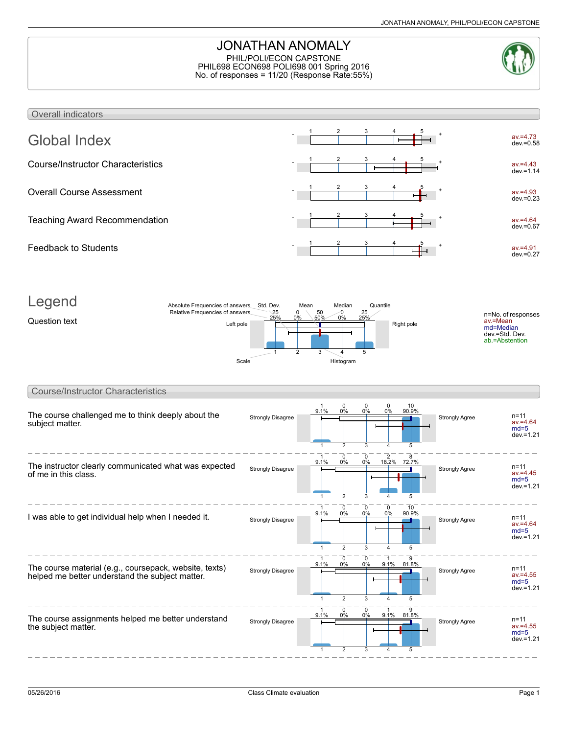# JONATHAN ANOMALY

PHIL/POLI/ECON CAPSTONE
PHIL698 ECON698 POLI698 001 Spring 2016
No. of responses = 11/20 (Response Rate:55%)

## Overall indicators

| Indicator | av. | dev. |
| --- | --- | --- |
| Global Index | 4.73 | 0.58 |
| Course/Instructor Characteristics | 4.43 | 1.14 |
| Overall Course Assessment | 4.93 | 0.23 |
| Teaching Award Recommendation | 4.64 | 0.67 |
| Feedback to Students | 4.91 | 0.27 |

## Legend

Question text

Absolute Frequencies of answers; Relative Frequencies of answers; Std. Dev.; Mean; Median; Quantile; Left pole; Right pole; Scale; Histogram

n=No. of responses
av.=Mean
md=Median
dev.=Std. Dev.
ab.=Abstention

## Course/Instructor Characteristics

Scale: 1 = Strongly Disagree, 5 = Strongly Agree

| Question | 1 | 2 | 3 | 4 | 5 | n | av. | md | dev. |
| --- | --- | --- | --- | --- | --- | --- | --- | --- | --- |
| The course challenged me to think deeply about the subject matter. | 1 (9.1%) | 0 (0%) | 0 (0%) | 0 (0%) | 10 (90.9%) | 11 | 4.64 | 5 | 1.21 |
| The instructor clearly communicated what was expected of me in this class. | 1 (9.1%) | 0 (0%) | 0 (0%) | 2 (18.2%) | 8 (72.7%) | 11 | 4.45 | 5 | 1.21 |
| I was able to get individual help when I needed it. | 1 (9.1%) | 0 (0%) | 0 (0%) | 0 (0%) | 10 (90.9%) | 11 | 4.64 | 5 | 1.21 |
| The course material (e.g., coursepack, website, texts) helped me better understand the subject matter. | 1 (9.1%) | 0 (0%) | 0 (0%) | 1 (9.1%) | 9 (81.8%) | 11 | 4.55 | 5 | 1.21 |
| The course assignments helped me better understand the subject matter. | 1 (9.1%) | 0 (0%) | 0 (0%) | 1 (9.1%) | 9 (81.8%) | 11 | 4.55 | 5 | 1.21 |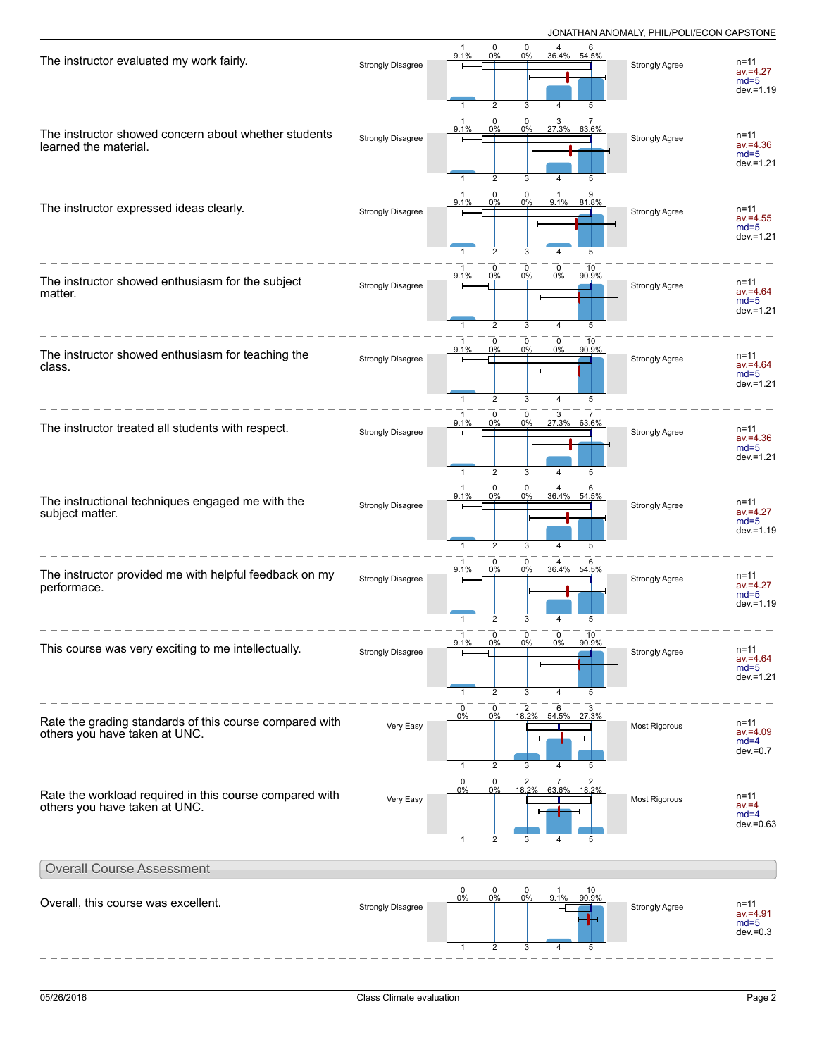| Question | Left anchor | 1 | 2 | 3 | 4 | 5 | Right anchor | n | av. | md | dev. |
|---|---|---|---|---|---|---|---|---|---|---|---|
| The instructor evaluated my work fairly. | Strongly Disagree | 1 (9.1%) | 0 (0%) | 0 (0%) | 4 (36.4%) | 6 (54.5%) | Strongly Agree | 11 | 4.27 | 5 | 1.19 |
| The instructor showed concern about whether students learned the material. | Strongly Disagree | 1 (9.1%) | 0 (0%) | 0 (0%) | 3 (27.3%) | 7 (63.6%) | Strongly Agree | 11 | 4.36 | 5 | 1.21 |
| The instructor expressed ideas clearly. | Strongly Disagree | 1 (9.1%) | 0 (0%) | 0 (0%) | 1 (9.1%) | 9 (81.8%) | Strongly Agree | 11 | 4.55 | 5 | 1.21 |
| The instructor showed enthusiasm for the subject matter. | Strongly Disagree | 1 (9.1%) | 0 (0%) | 0 (0%) | 0 (0%) | 10 (90.9%) | Strongly Agree | 11 | 4.64 | 5 | 1.21 |
| The instructor showed enthusiasm for teaching the class. | Strongly Disagree | 1 (9.1%) | 0 (0%) | 0 (0%) | 0 (0%) | 10 (90.9%) | Strongly Agree | 11 | 4.64 | 5 | 1.21 |
| The instructor treated all students with respect. | Strongly Disagree | 1 (9.1%) | 0 (0%) | 0 (0%) | 3 (27.3%) | 7 (63.6%) | Strongly Agree | 11 | 4.36 | 5 | 1.21 |
| The instructional techniques engaged me with the subject matter. | Strongly Disagree | 1 (9.1%) | 0 (0%) | 0 (0%) | 4 (36.4%) | 6 (54.5%) | Strongly Agree | 11 | 4.27 | 5 | 1.19 |
| The instructor provided me with helpful feedback on my performace. | Strongly Disagree | 1 (9.1%) | 0 (0%) | 0 (0%) | 4 (36.4%) | 6 (54.5%) | Strongly Agree | 11 | 4.27 | 5 | 1.19 |
| This course was very exciting to me intellectually. | Strongly Disagree | 1 (9.1%) | 0 (0%) | 0 (0%) | 0 (0%) | 10 (90.9%) | Strongly Agree | 11 | 4.64 | 5 | 1.21 |
| Rate the grading standards of this course compared with others you have taken at UNC. | Very Easy | 0 (0%) | 0 (0%) | 2 (18.2%) | 6 (54.5%) | 3 (27.3%) | Most Rigorous | 11 | 4.09 | 4 | 0.7 |
| Rate the workload required in this course compared with others you have taken at UNC. | Very Easy | 0 (0%) | 0 (0%) | 2 (18.2%) | 7 (63.6%) | 2 (18.2%) | Most Rigorous | 11 | 4 | 4 | 0.63 |

## Overall Course Assessment

| Question | Left anchor | 1 | 2 | 3 | 4 | 5 | Right anchor | n | av. | md | dev. |
|---|---|---|---|---|---|---|---|---|---|---|---|
| Overall, this course was excellent. | Strongly Disagree | 0 (0%) | 0 (0%) | 0 (0%) | 1 (9.1%) | 10 (90.9%) | Strongly Agree | 11 | 4.91 | 5 | 0.3 |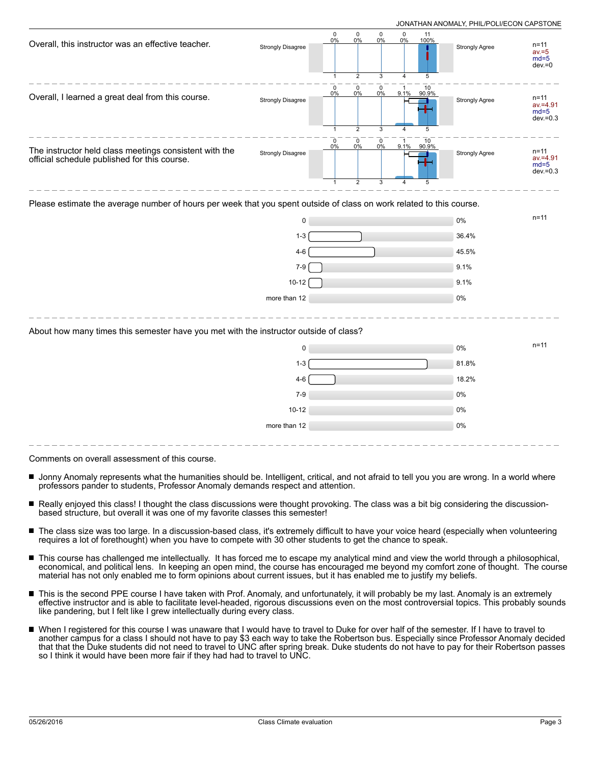Overall, this instructor was an effective teacher.

| | 1 (Strongly Disagree) | 2 | 3 | 4 | 5 (Strongly Agree) | Stats |
|---|---|---|---|---|---|---|
| Count | 0 | 0 | 0 | 0 | 11 | n=11 |
| Percent | 0% | 0% | 0% | 0% | 100% | av.=5, md=5, dev.=0 |

Overall, I learned a great deal from this course.

| | 1 (Strongly Disagree) | 2 | 3 | 4 | 5 (Strongly Agree) | Stats |
|---|---|---|---|---|---|---|
| Count | 0 | 0 | 0 | 1 | 10 | n=11 |
| Percent | 0% | 0% | 0% | 9.1% | 90.9% | av.=4.91, md=5, dev.=0.3 |

The instructor held class meetings consistent with the official schedule published for this course.

| | 1 (Strongly Disagree) | 2 | 3 | 4 | 5 (Strongly Agree) | Stats |
|---|---|---|---|---|---|---|
| Count | 0 | 0 | 0 | 1 | 10 | n=11 |
| Percent | 0% | 0% | 0% | 9.1% | 90.9% | av.=4.91, md=5, dev.=0.3 |

Please estimate the average number of hours per week that you spent outside of class on work related to this course.

n=11

| Hours | Percent |
|---|---|
| 0 | 0% |
| 1-3 | 36.4% |
| 4-6 | 45.5% |
| 7-9 | 9.1% |
| 10-12 | 9.1% |
| more than 12 | 0% |

About how many times this semester have you met with the instructor outside of class?

n=11

| Times | Percent |
|---|---|
| 0 | 0% |
| 1-3 | 81.8% |
| 4-6 | 18.2% |
| 7-9 | 0% |
| 10-12 | 0% |
| more than 12 | 0% |

Comments on overall assessment of this course.

- Jonny Anomaly represents what the humanities should be. Intelligent, critical, and not afraid to tell you you are wrong. In a world where professors pander to students, Professor Anomaly demands respect and attention.
- Really enjoyed this class! I thought the class discussions were thought provoking. The class was a bit big considering the discussion-based structure, but overall it was one of my favorite classes this semester!
- The class size was too large. In a discussion-based class, it's extremely difficult to have your voice heard (especially when volunteering requires a lot of forethought) when you have to compete with 30 other students to get the chance to speak.
- This course has challenged me intellectually. It has forced me to escape my analytical mind and view the world through a philosophical, economical, and political lens. In keeping an open mind, the course has encouraged me beyond my comfort zone of thought. The course material has not only enabled me to form opinions about current issues, but it has enabled me to justify my beliefs.
- This is the second PPE course I have taken with Prof. Anomaly, and unfortunately, it will probably be my last. Anomaly is an extremely effective instructor and is able to facilitate level-headed, rigorous discussions even on the most controversial topics. This probably sounds like pandering, but I felt like I grew intellectually during every class.
- When I registered for this course I was unaware that I would have to travel to Duke for over half of the semester. If I have to travel to another campus for a class I should not have to pay $3 each way to take the Robertson bus. Especially since Professor Anomaly decided that that the Duke students did not need to travel to UNC after spring break. Duke students do not have to pay for their Robertson passes so I think it would have been more fair if they had had to travel to UNC.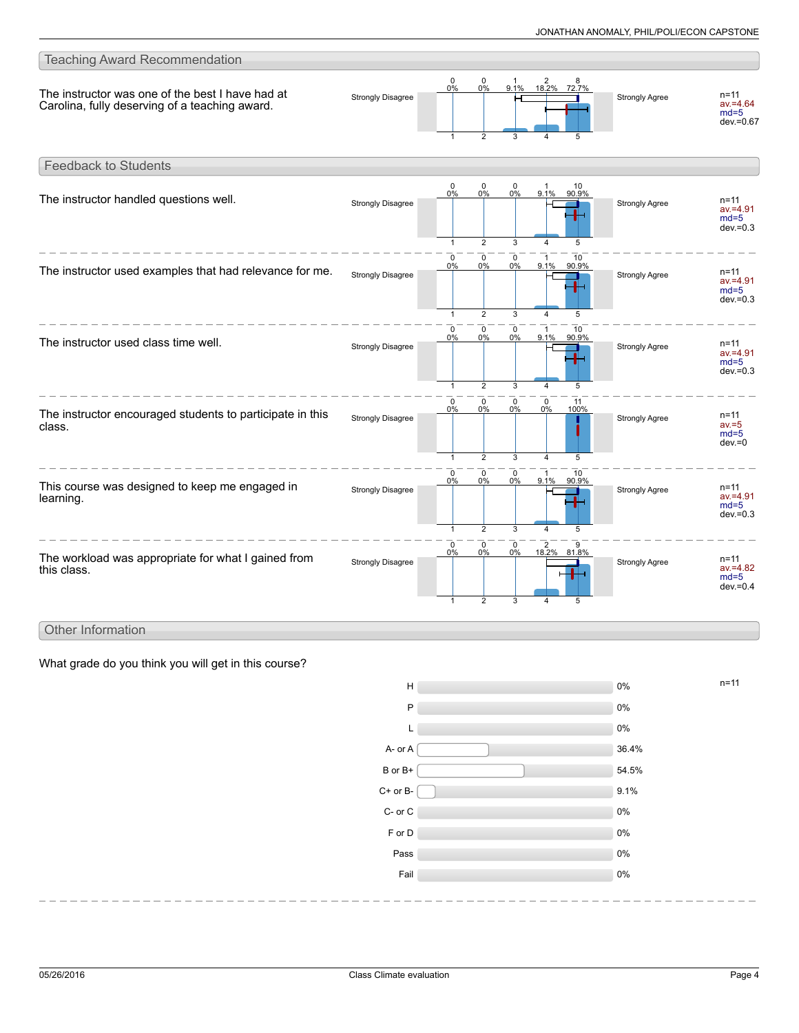## Teaching Award Recommendation

**The instructor was one of the best I have had at Carolina, fully deserving of a teaching award.**

| Strongly Disagree | 1 | 2 | 3 | 4 | 5 | Strongly Agree |
|---|---|---|---|---|---|---|
| Count | 0 | 0 | 1 | 2 | 8 | |
| Percent | 0% | 0% | 9.1% | 18.2% | 72.7% | |

n=11, av.=4.64, md=5, dev.=0.67

## Feedback to Students

**The instructor handled questions well.**

| Strongly Disagree | 1 | 2 | 3 | 4 | 5 | Strongly Agree |
|---|---|---|---|---|---|---|
| Count | 0 | 0 | 0 | 1 | 10 | |
| Percent | 0% | 0% | 0% | 9.1% | 90.9% | |

n=11, av.=4.91, md=5, dev.=0.3

**The instructor used examples that had relevance for me.**

| Strongly Disagree | 1 | 2 | 3 | 4 | 5 | Strongly Agree |
|---|---|---|---|---|---|---|
| Count | 0 | 0 | 0 | 1 | 10 | |
| Percent | 0% | 0% | 0% | 9.1% | 90.9% | |

n=11, av.=4.91, md=5, dev.=0.3

**The instructor used class time well.**

| Strongly Disagree | 1 | 2 | 3 | 4 | 5 | Strongly Agree |
|---|---|---|---|---|---|---|
| Count | 0 | 0 | 0 | 1 | 10 | |
| Percent | 0% | 0% | 0% | 9.1% | 90.9% | |

n=11, av.=4.91, md=5, dev.=0.3

**The instructor encouraged students to participate in this class.**

| Strongly Disagree | 1 | 2 | 3 | 4 | 5 | Strongly Agree |
|---|---|---|---|---|---|---|
| Count | 0 | 0 | 0 | 0 | 11 | |
| Percent | 0% | 0% | 0% | 0% | 100% | |

n=11, av.=5, md=5, dev.=0

**This course was designed to keep me engaged in learning.**

| Strongly Disagree | 1 | 2 | 3 | 4 | 5 | Strongly Agree |
|---|---|---|---|---|---|---|
| Count | 0 | 0 | 0 | 1 | 10 | |
| Percent | 0% | 0% | 0% | 9.1% | 90.9% | |

n=11, av.=4.91, md=5, dev.=0.3

**The workload was appropriate for what I gained from this class.**

| Strongly Disagree | 1 | 2 | 3 | 4 | 5 | Strongly Agree |
|---|---|---|---|---|---|---|
| Count | 0 | 0 | 0 | 2 | 9 | |
| Percent | 0% | 0% | 0% | 18.2% | 81.8% | |

n=11, av.=4.82, md=5, dev.=0.4

## Other Information

**What grade do you think you will get in this course?**

n=11

| Grade | Percent |
|---|---|
| H | 0% |
| P | 0% |
| L | 0% |
| A- or A | 36.4% |
| B or B+ | 54.5% |
| C+ or B- | 9.1% |
| C- or C | 0% |
| F or D | 0% |
| Pass | 0% |
| Fail | 0% |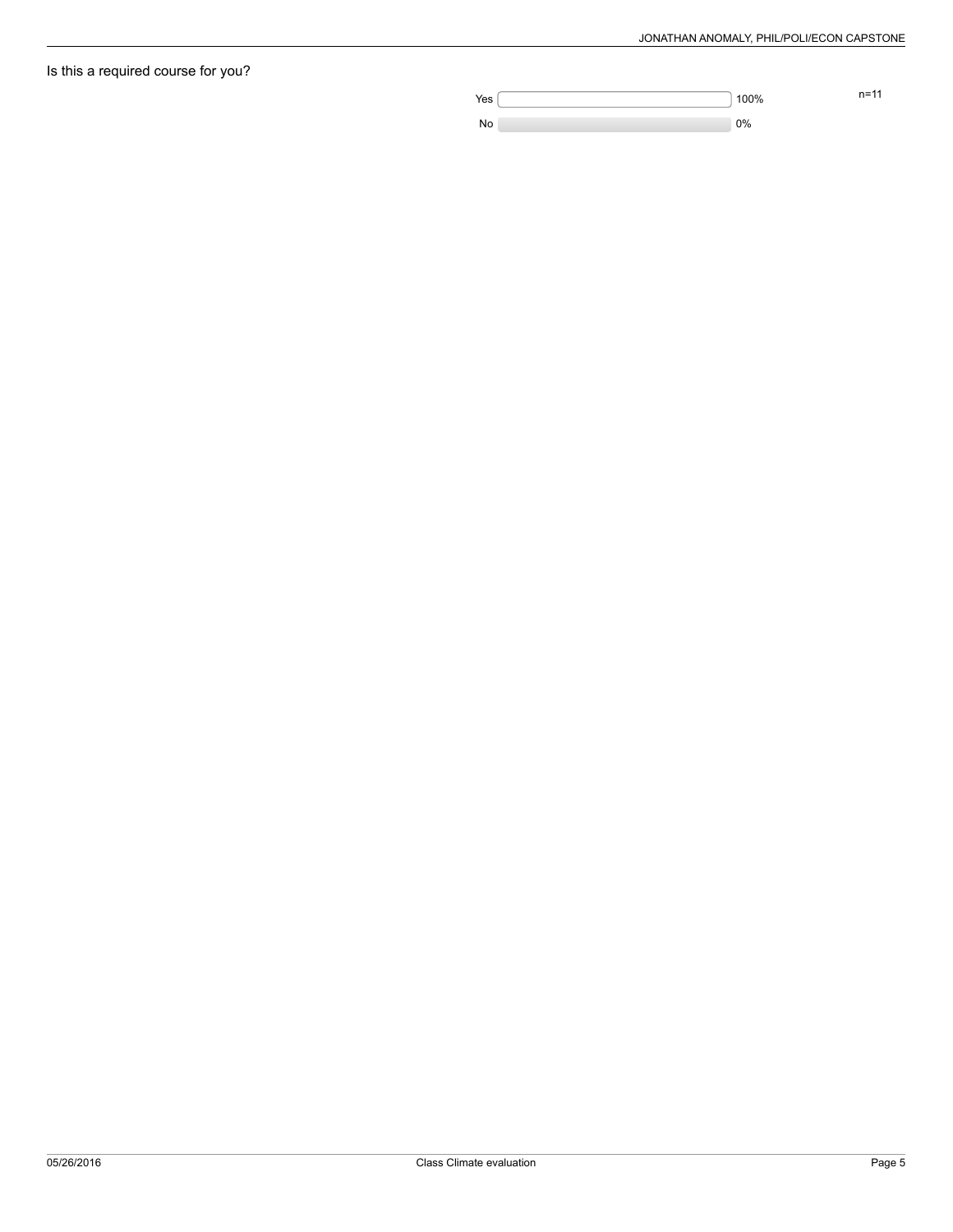Is this a required course for you?

| Response | Percentage |
| --- | --- |
| Yes | 100% |
| No | 0% |

n=11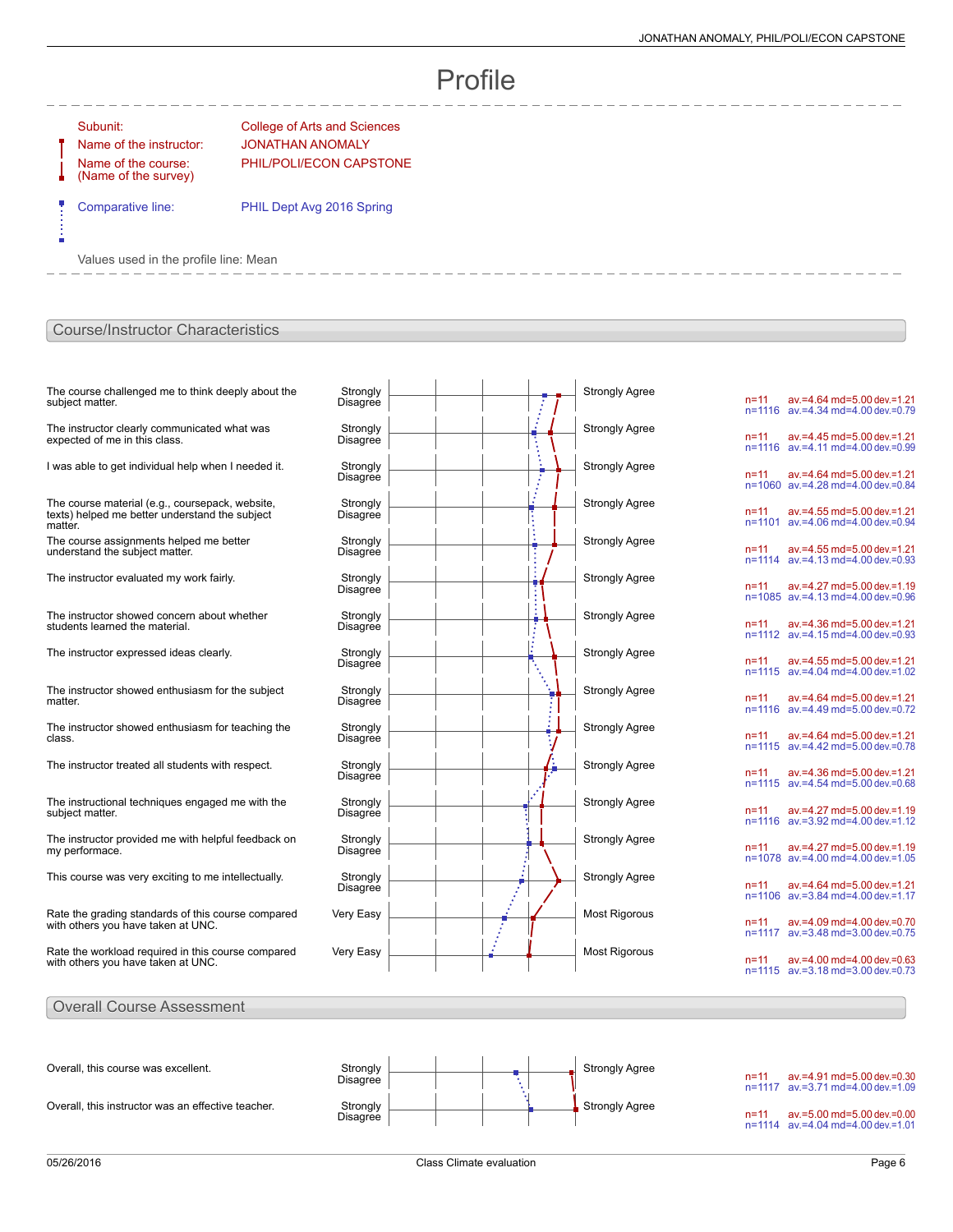# Profile

| | |
|---|---|
| Subunit: | College of Arts and Sciences |
| Name of the instructor: | JONATHAN ANOMALY |
| Name of the course: (Name of the survey) | PHIL/POLI/ECON CAPSTONE |
| Comparative line: | PHIL Dept Avg 2016 Spring |

Values used in the profile line: Mean

## Course/Instructor Characteristics

| Question | Left pole | Right pole | n | av. | md | dev. |
|---|---|---|---|---|---|---|
| The course challenged me to think deeply about the subject matter. | Strongly Disagree | Strongly Agree | n=11 | av.=4.64 | md=5.00 | dev.=1.21 |
| | | | n=1116 | av.=4.34 | md=4.00 | dev.=0.79 |
| The instructor clearly communicated what was expected of me in this class. | Strongly Disagree | Strongly Agree | n=11 | av.=4.45 | md=5.00 | dev.=1.21 |
| | | | n=1116 | av.=4.11 | md=4.00 | dev.=0.99 |
| I was able to get individual help when I needed it. | Strongly Disagree | Strongly Agree | n=11 | av.=4.64 | md=5.00 | dev.=1.21 |
| | | | n=1060 | av.=4.28 | md=4.00 | dev.=0.84 |
| The course material (e.g., coursepack, website, texts) helped me better understand the subject matter. | Strongly Disagree | Strongly Agree | n=11 | av.=4.55 | md=5.00 | dev.=1.21 |
| | | | n=1101 | av.=4.06 | md=4.00 | dev.=0.94 |
| The course assignments helped me better understand the subject matter. | Strongly Disagree | Strongly Agree | n=11 | av.=4.55 | md=5.00 | dev.=1.21 |
| | | | n=1114 | av.=4.13 | md=4.00 | dev.=0.93 |
| The instructor evaluated my work fairly. | Strongly Disagree | Strongly Agree | n=11 | av.=4.27 | md=5.00 | dev.=1.19 |
| | | | n=1085 | av.=4.13 | md=4.00 | dev.=0.96 |
| The instructor showed concern about whether students learned the material. | Strongly Disagree | Strongly Agree | n=11 | av.=4.36 | md=5.00 | dev.=1.21 |
| | | | n=1112 | av.=4.15 | md=4.00 | dev.=0.93 |
| The instructor expressed ideas clearly. | Strongly Disagree | Strongly Agree | n=11 | av.=4.55 | md=5.00 | dev.=1.21 |
| | | | n=1115 | av.=4.04 | md=4.00 | dev.=1.02 |
| The instructor showed enthusiasm for the subject matter. | Strongly Disagree | Strongly Agree | n=11 | av.=4.64 | md=5.00 | dev.=1.21 |
| | | | n=1116 | av.=4.49 | md=5.00 | dev.=0.72 |
| The instructor showed enthusiasm for teaching the class. | Strongly Disagree | Strongly Agree | n=11 | av.=4.64 | md=5.00 | dev.=1.21 |
| | | | n=1115 | av.=4.42 | md=5.00 | dev.=0.78 |
| The instructor treated all students with respect. | Strongly Disagree | Strongly Agree | n=11 | av.=4.36 | md=5.00 | dev.=1.21 |
| | | | n=1115 | av.=4.54 | md=5.00 | dev.=0.68 |
| The instructional techniques engaged me with the subject matter. | Strongly Disagree | Strongly Agree | n=11 | av.=4.27 | md=5.00 | dev.=1.19 |
| | | | n=1116 | av.=3.92 | md=4.00 | dev.=1.12 |
| The instructor provided me with helpful feedback on my performace. | Strongly Disagree | Strongly Agree | n=11 | av.=4.27 | md=5.00 | dev.=1.19 |
| | | | n=1078 | av.=4.00 | md=4.00 | dev.=1.05 |
| This course was very exciting to me intellectually. | Strongly Disagree | Strongly Agree | n=11 | av.=4.64 | md=5.00 | dev.=1.21 |
| | | | n=1106 | av.=3.84 | md=4.00 | dev.=1.17 |
| Rate the grading standards of this course compared with others you have taken at UNC. | Very Easy | Most Rigorous | n=11 | av.=4.09 | md=4.00 | dev.=0.70 |
| | | | n=1117 | av.=3.48 | md=3.00 | dev.=0.75 |
| Rate the workload required in this course compared with others you have taken at UNC. | Very Easy | Most Rigorous | n=11 | av.=4.00 | md=4.00 | dev.=0.63 |
| | | | n=1115 | av.=3.18 | md=3.00 | dev.=0.73 |

## Overall Course Assessment

| Question | Left pole | Right pole | n | av. | md | dev. |
|---|---|---|---|---|---|---|
| Overall, this course was excellent. | Strongly Disagree | Strongly Agree | n=11 | av.=4.91 | md=5.00 | dev.=0.30 |
| | | | n=1117 | av.=3.71 | md=4.00 | dev.=1.09 |
| Overall, this instructor was an effective teacher. | Strongly Disagree | Strongly Agree | n=11 | av.=5.00 | md=5.00 | dev.=0.00 |
| | | | n=1114 | av.=4.04 | md=4.00 | dev.=1.01 |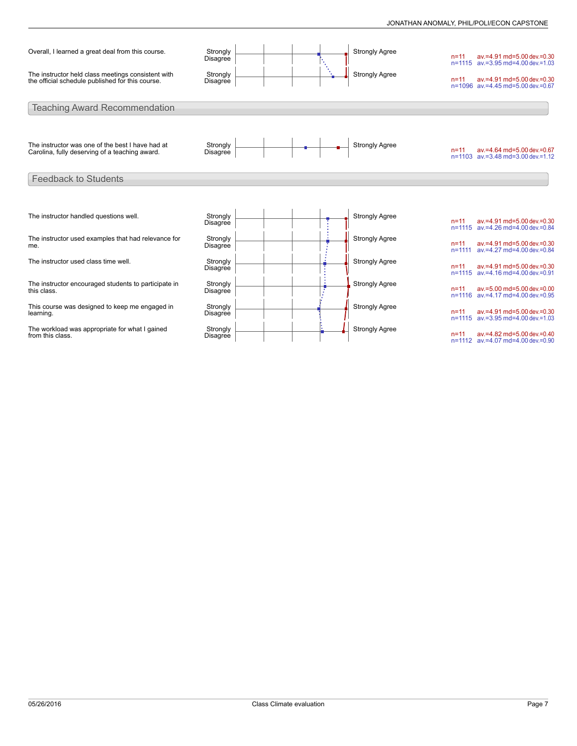Overall, I learned a great deal from this course.

Strongly Disagree — Strongly Agree

n=11 av.=4.91 md=5.00 dev.=0.30
n=1115 av.=3.95 md=4.00 dev.=1.03

The instructor held class meetings consistent with the official schedule published for this course.

Strongly Disagree — Strongly Agree

n=11 av.=4.91 md=5.00 dev.=0.30
n=1096 av.=4.45 md=5.00 dev.=0.67

## Teaching Award Recommendation

The instructor was one of the best I have had at Carolina, fully deserving of a teaching award.

Strongly Disagree — Strongly Agree

n=11 av.=4.64 md=5.00 dev.=0.67
n=1103 av.=3.48 md=3.00 dev.=1.12

## Feedback to Students

The instructor handled questions well.

Strongly Disagree — Strongly Agree

n=11 av.=4.91 md=5.00 dev.=0.30
n=1115 av.=4.26 md=4.00 dev.=0.84

The instructor used examples that had relevance for me.

Strongly Disagree — Strongly Agree

n=11 av.=4.91 md=5.00 dev.=0.30
n=1111 av.=4.27 md=4.00 dev.=0.84

The instructor used class time well.

Strongly Disagree — Strongly Agree

n=11 av.=4.91 md=5.00 dev.=0.30
n=1115 av.=4.16 md=4.00 dev.=0.91

The instructor encouraged students to participate in this class.

Strongly Disagree — Strongly Agree

n=11 av.=5.00 md=5.00 dev.=0.00
n=1116 av.=4.17 md=4.00 dev.=0.95

This course was designed to keep me engaged in learning.

Strongly Disagree — Strongly Agree

n=11 av.=4.91 md=5.00 dev.=0.30
n=1115 av.=3.95 md=4.00 dev.=1.03

The workload was appropriate for what I gained from this class.

Strongly Disagree — Strongly Agree

n=11 av.=4.82 md=5.00 dev.=0.40
n=1112 av.=4.07 md=4.00 dev.=0.90